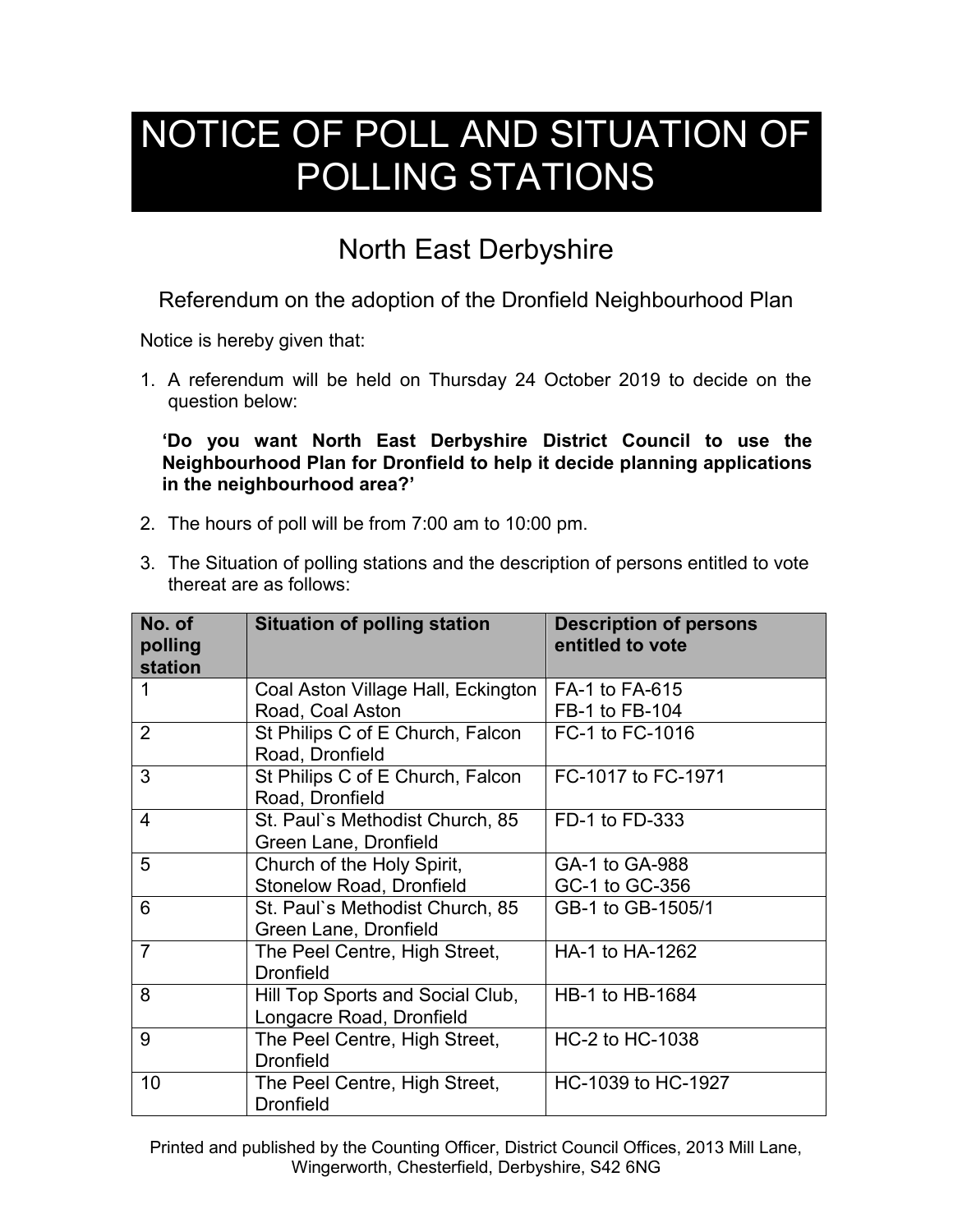# NOTICE OF POLL AND SITUATION OF POLLING STATIONS

## North East Derbyshire

### Referendum on the adoption of the Dronfield Neighbourhood Plan

Notice is hereby given that:

1. A referendum will be held on Thursday 24 October 2019 to decide on the question below:

   **'Do you want North East Derbyshire District Council to use the Neighbourhood Plan for Dronfield to help it decide planning applications in the neighbourhood area?'**

2. The hours of poll will be from 7:00 am to 10:00 pm.

3. The Situation of polling stations and the description of persons entitled to vote thereat are as follows:

| No. of polling station | Situation of polling station | Description of persons entitled to vote |
|---|---|---|
| 1 | Coal Aston Village Hall, Eckington Road, Coal Aston | FA-1 to FA-615<br>FB-1 to FB-104 |
| 2 | St Philips C of E Church, Falcon Road, Dronfield | FC-1 to FC-1016 |
| 3 | St Philips C of E Church, Falcon Road, Dronfield | FC-1017 to FC-1971 |
| 4 | St. Paul`s Methodist Church, 85 Green Lane, Dronfield | FD-1 to FD-333 |
| 5 | Church of the Holy Spirit, Stonelow Road, Dronfield | GA-1 to GA-988<br>GC-1 to GC-356 |
| 6 | St. Paul`s Methodist Church, 85 Green Lane, Dronfield | GB-1 to GB-1505/1 |
| 7 | The Peel Centre, High Street, Dronfield | HA-1 to HA-1262 |
| 8 | Hill Top Sports and Social Club, Longacre Road, Dronfield | HB-1 to HB-1684 |
| 9 | The Peel Centre, High Street, Dronfield | HC-2 to HC-1038 |
| 10 | The Peel Centre, High Street, Dronfield | HC-1039 to HC-1927 |

Printed and published by the Counting Officer, District Council Offices, 2013 Mill Lane, Wingerworth, Chesterfield, Derbyshire, S42 6NG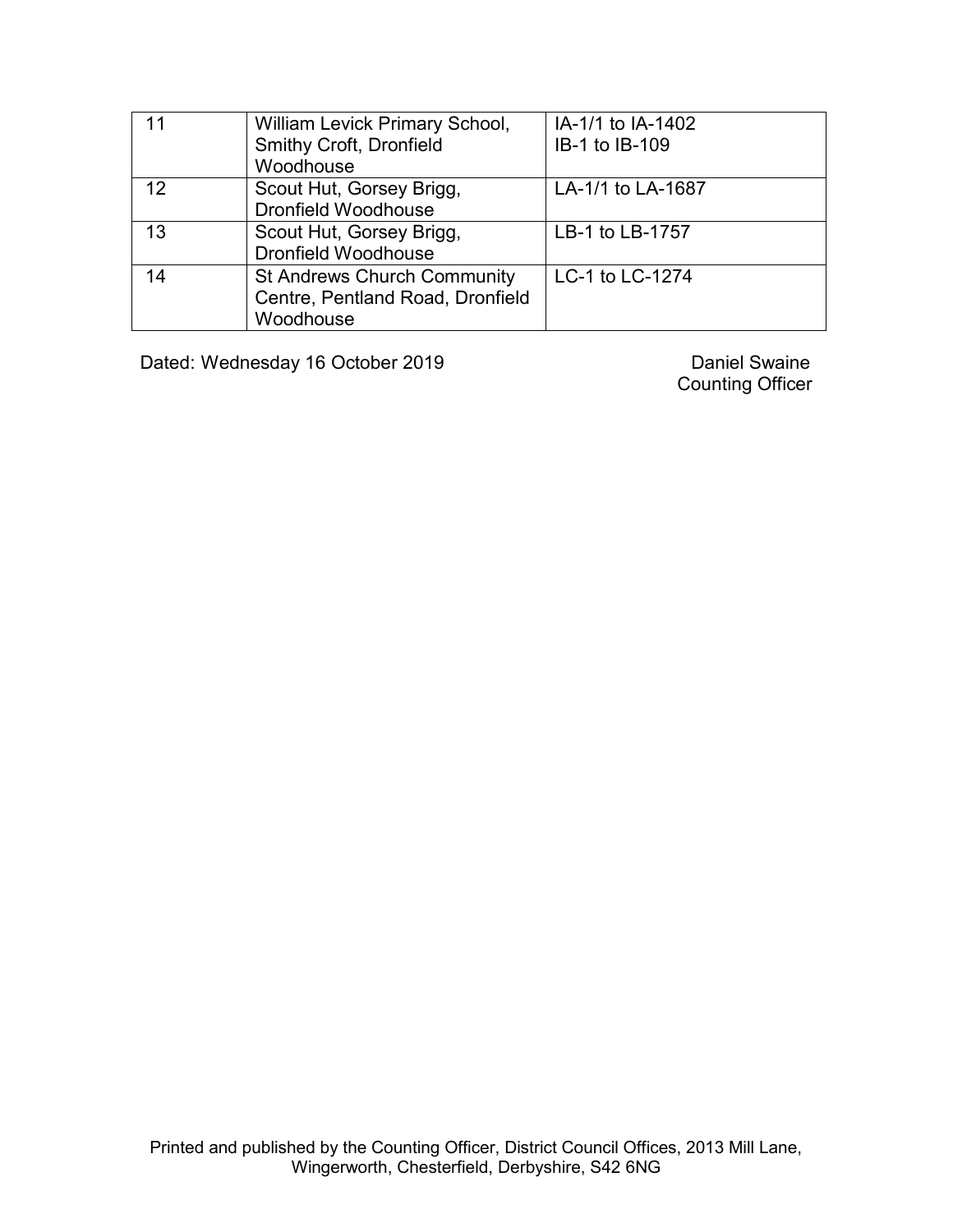| | | |
|---|---|---|
| 11 | William Levick Primary School, Smithy Croft, Dronfield Woodhouse | IA-1/1 to IA-1402<br>IB-1 to IB-109 |
| 12 | Scout Hut, Gorsey Brigg, Dronfield Woodhouse | LA-1/1 to LA-1687 |
| 13 | Scout Hut, Gorsey Brigg, Dronfield Woodhouse | LB-1 to LB-1757 |
| 14 | St Andrews Church Community Centre, Pentland Road, Dronfield Woodhouse | LC-1 to LC-1274 |

Dated: Wednesday 16 October 2019

Daniel Swaine
Counting Officer

Printed and published by the Counting Officer, District Council Offices, 2013 Mill Lane, Wingerworth, Chesterfield, Derbyshire, S42 6NG